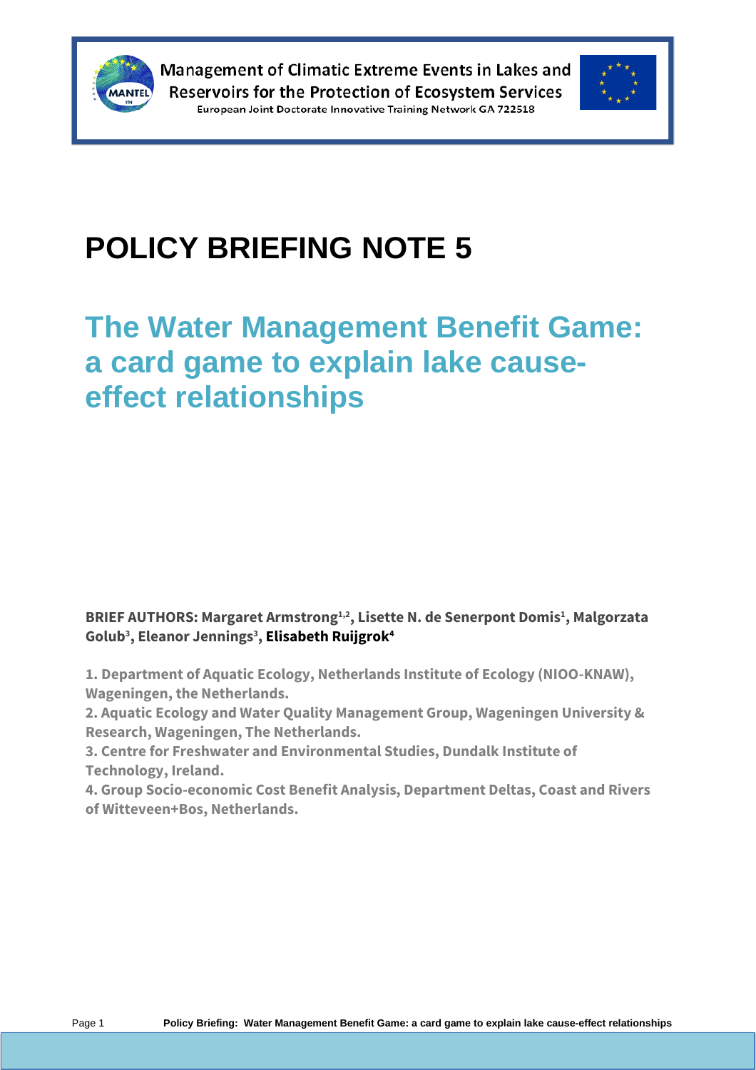Management of Climatic Extreme Events in Lakes and Reservoirs for the Protection of Ecosystem Services

European Joint Doctorate Innovative Training Network GA 722518

# POLICY BRIEFING NOTE 5

## The Water Management Benefit Game: a card game to explain lake cause-effect relationships

**BRIEF AUTHORS: Margaret Armstrong[1,2], Lisette N. de Senerpont Domis[1], Malgorzata Golub[3], Eleanor Jennings[3], Elisabeth Ruijgrok[4]**

**1. Department of Aquatic Ecology, Netherlands Institute of Ecology (NIOO-KNAW), Wageningen, the Netherlands.**

**2. Aquatic Ecology and Water Quality Management Group, Wageningen University & Research, Wageningen, The Netherlands.**

**3. Centre for Freshwater and Environmental Studies, Dundalk Institute of Technology, Ireland.**

**4. Group Socio-economic Cost Benefit Analysis, Department Deltas, Coast and Rivers of Witteveen+Bos, Netherlands.**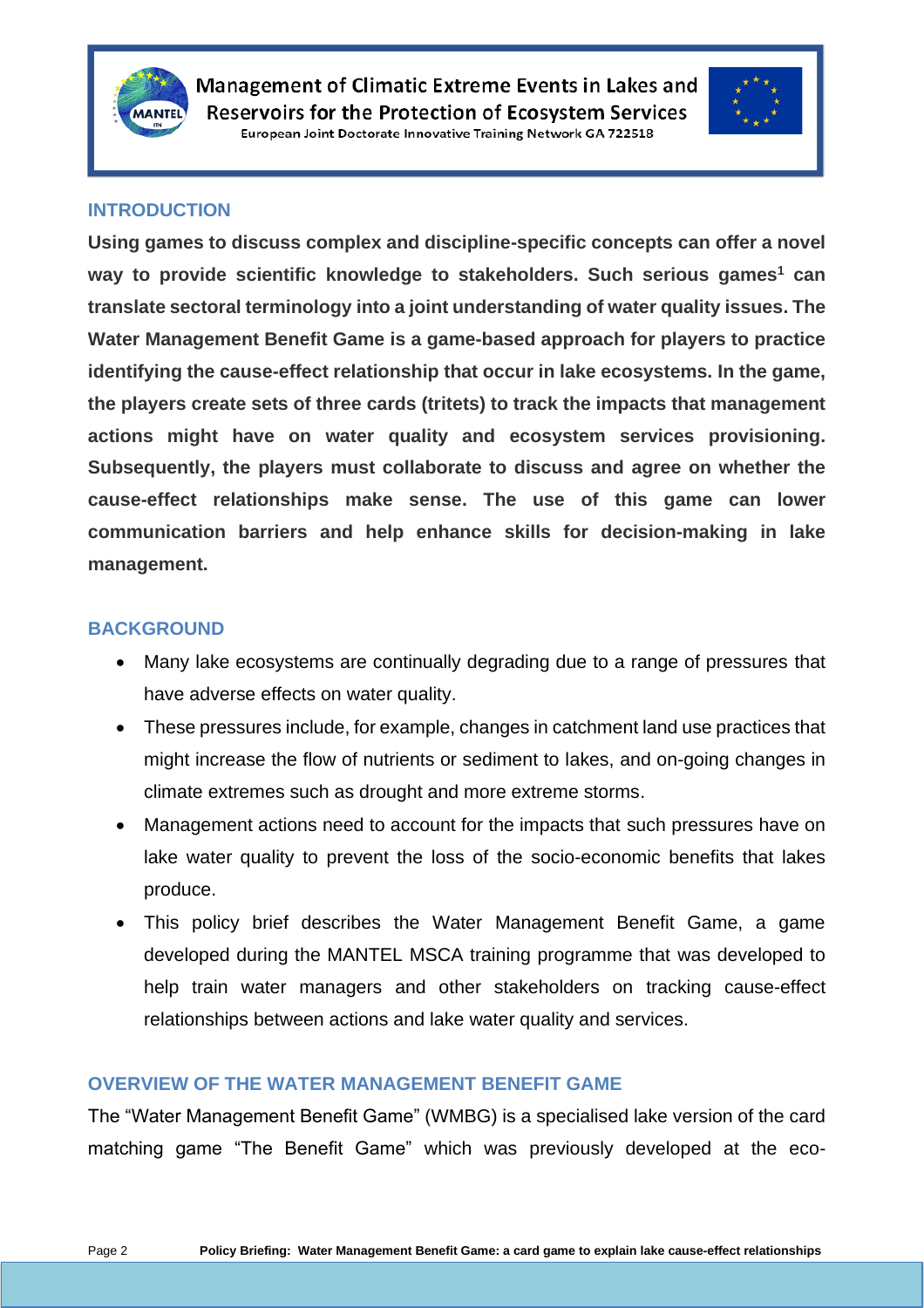## INTRODUCTION

**Using games to discuss complex and discipline-specific concepts can offer a novel way to provide scientific knowledge to stakeholders. Such serious games[1] can translate sectoral terminology into a joint understanding of water quality issues. The Water Management Benefit Game is a game-based approach for players to practice identifying the cause-effect relationship that occur in lake ecosystems. In the game, the players create sets of three cards (tritets) to track the impacts that management actions might have on water quality and ecosystem services provisioning. Subsequently, the players must collaborate to discuss and agree on whether the cause-effect relationships make sense. The use of this game can lower communication barriers and help enhance skills for decision-making in lake management.**

## BACKGROUND

- Many lake ecosystems are continually degrading due to a range of pressures that have adverse effects on water quality.
- These pressures include, for example, changes in catchment land use practices that might increase the flow of nutrients or sediment to lakes, and on-going changes in climate extremes such as drought and more extreme storms.
- Management actions need to account for the impacts that such pressures have on lake water quality to prevent the loss of the socio-economic benefits that lakes produce.
- This policy brief describes the Water Management Benefit Game, a game developed during the MANTEL MSCA training programme that was developed to help train water managers and other stakeholders on tracking cause-effect relationships between actions and lake water quality and services.

## OVERVIEW OF THE WATER MANAGEMENT BENEFIT GAME

The “Water Management Benefit Game” (WMBG) is a specialised lake version of the card matching game “The Benefit Game” which was previously developed at the eco-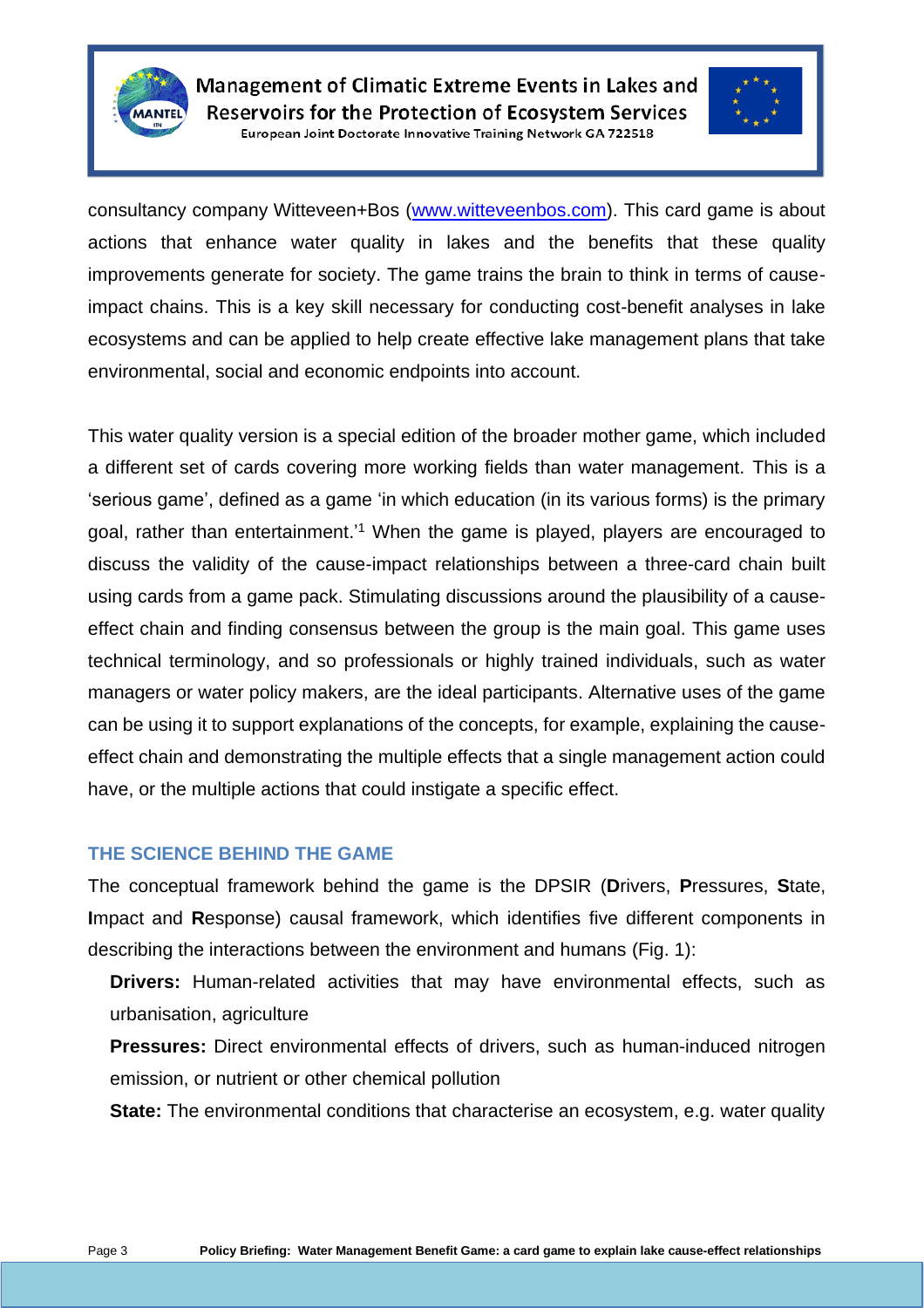consultancy company Witteveen+Bos ([www.witteveenbos.com](http://www.witteveenbos.com)). This card game is about actions that enhance water quality in lakes and the benefits that these quality improvements generate for society. The game trains the brain to think in terms of cause-impact chains. This is a key skill necessary for conducting cost-benefit analyses in lake ecosystems and can be applied to help create effective lake management plans that take environmental, social and economic endpoints into account.

This water quality version is a special edition of the broader mother game, which included a different set of cards covering more working fields than water management. This is a 'serious game', defined as a game 'in which education (in its various forms) is the primary goal, rather than entertainment.'[1] When the game is played, players are encouraged to discuss the validity of the cause-impact relationships between a three-card chain built using cards from a game pack. Stimulating discussions around the plausibility of a cause-effect chain and finding consensus between the group is the main goal. This game uses technical terminology, and so professionals or highly trained individuals, such as water managers or water policy makers, are the ideal participants. Alternative uses of the game can be using it to support explanations of the concepts, for example, explaining the cause-effect chain and demonstrating the multiple effects that a single management action could have, or the multiple actions that could instigate a specific effect.

## THE SCIENCE BEHIND THE GAME

The conceptual framework behind the game is the DPSIR (**D**rivers, **P**ressures, **S**tate, **I**mpact and **R**esponse) causal framework, which identifies five different components in describing the interactions between the environment and humans (Fig. 1):

- **Drivers:** Human-related activities that may have environmental effects, such as urbanisation, agriculture
- **Pressures:** Direct environmental effects of drivers, such as human-induced nitrogen emission, or nutrient or other chemical pollution
- **State:** The environmental conditions that characterise an ecosystem, e.g. water quality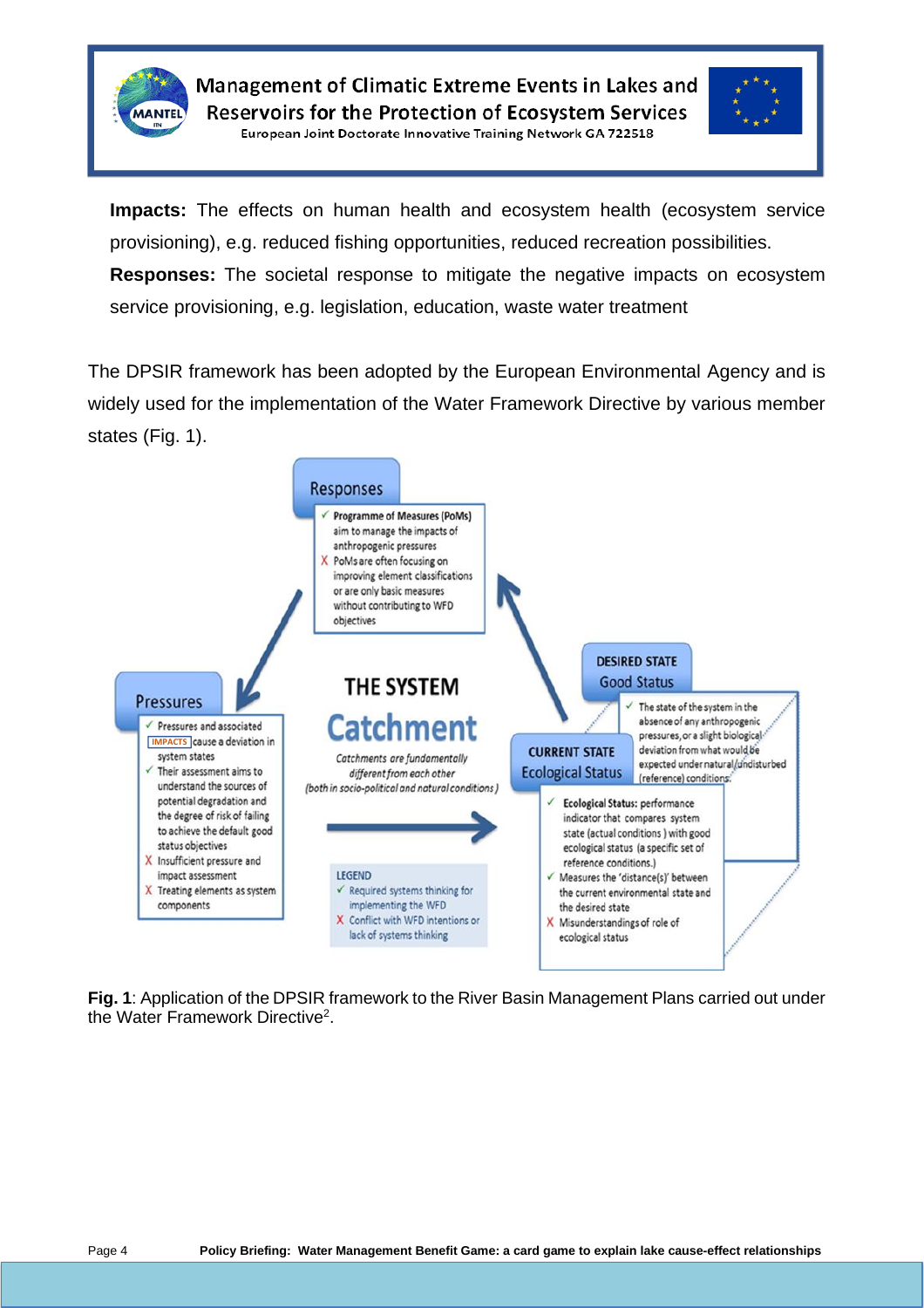**Impacts:** The effects on human health and ecosystem health (ecosystem service provisioning), e.g. reduced fishing opportunities, reduced recreation possibilities.

**Responses:** The societal response to mitigate the negative impacts on ecosystem service provisioning, e.g. legislation, education, waste water treatment

The DPSIR framework has been adopted by the European Environmental Agency and is widely used for the implementation of the Water Framework Directive by various member states (Fig. 1).

**Responses**

- ✓ Programme of Measures (PoMs) aim to manage the impacts of anthropogenic pressures
- X PoMs are often focusing on improving element classifications or are only basic measures without contributing to WFD objectives

**Pressures**

- ✓ Pressures and associated IMPACTS cause a deviation in system states
- ✓ Their assessment aims to understand the sources of potential degradation and the degree of risk of failing to achieve the default good status objectives
- X Insufficient pressure and impact assessment
- X Treating elements as system components

**THE SYSTEM**

**Catchment**

*Catchments are fundamentally different from each other (both in socio-political and natural conditions)*

**DESIRED STATE**
Good Status

- ✓ The state of the system in the absence of any anthropogenic pressures, or a slight biological deviation from what would be expected under natural/undisturbed (reference) conditions.

**CURRENT STATE**
Ecological Status

- ✓ Ecological Status: performance indicator that compares system state (actual conditions) with good ecological status (a specific set of reference conditions.)
- ✓ Measures the 'distance(s)' between the current environmental state and the desired state
- X Misunderstandings of role of ecological status

LEGEND
- ✓ Required systems thinking for implementing the WFD
- X Conflict with WFD intentions or lack of systems thinking

**Fig. 1**: Application of the DPSIR framework to the River Basin Management Plans carried out under the Water Framework Directive[2].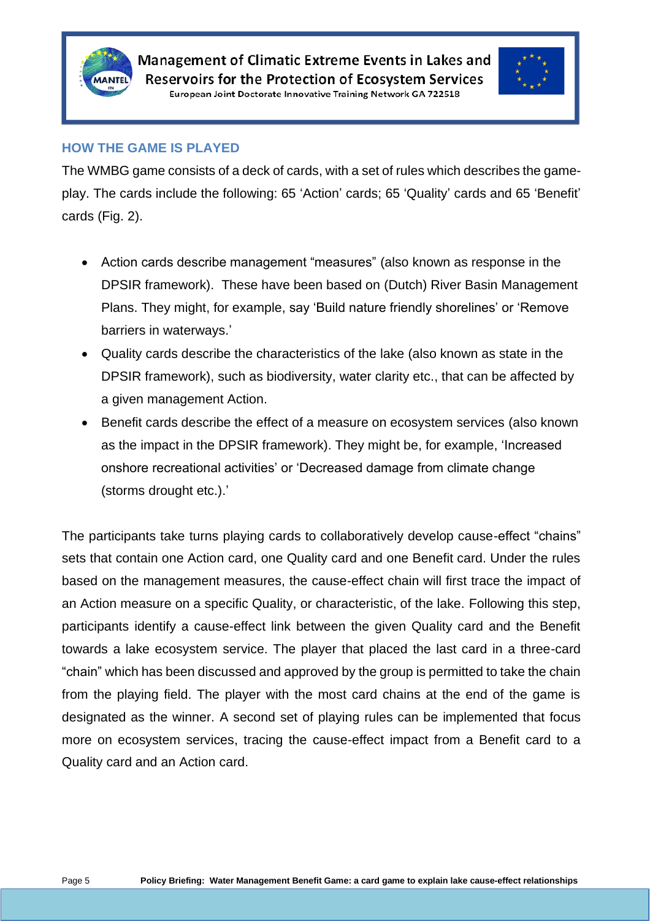## HOW THE GAME IS PLAYED

The WMBG game consists of a deck of cards, with a set of rules which describes the game-play. The cards include the following: 65 'Action' cards; 65 'Quality' cards and 65 'Benefit' cards (Fig. 2).

- Action cards describe management "measures" (also known as response in the DPSIR framework). These have been based on (Dutch) River Basin Management Plans. They might, for example, say 'Build nature friendly shorelines' or 'Remove barriers in waterways.'
- Quality cards describe the characteristics of the lake (also known as state in the DPSIR framework), such as biodiversity, water clarity etc., that can be affected by a given management Action.
- Benefit cards describe the effect of a measure on ecosystem services (also known as the impact in the DPSIR framework). They might be, for example, 'Increased onshore recreational activities' or 'Decreased damage from climate change (storms drought etc.).'

The participants take turns playing cards to collaboratively develop cause-effect "chains" sets that contain one Action card, one Quality card and one Benefit card. Under the rules based on the management measures, the cause-effect chain will first trace the impact of an Action measure on a specific Quality, or characteristic, of the lake. Following this step, participants identify a cause-effect link between the given Quality card and the Benefit towards a lake ecosystem service. The player that placed the last card in a three-card "chain" which has been discussed and approved by the group is permitted to take the chain from the playing field. The player with the most card chains at the end of the game is designated as the winner. A second set of playing rules can be implemented that focus more on ecosystem services, tracing the cause-effect impact from a Benefit card to a Quality card and an Action card.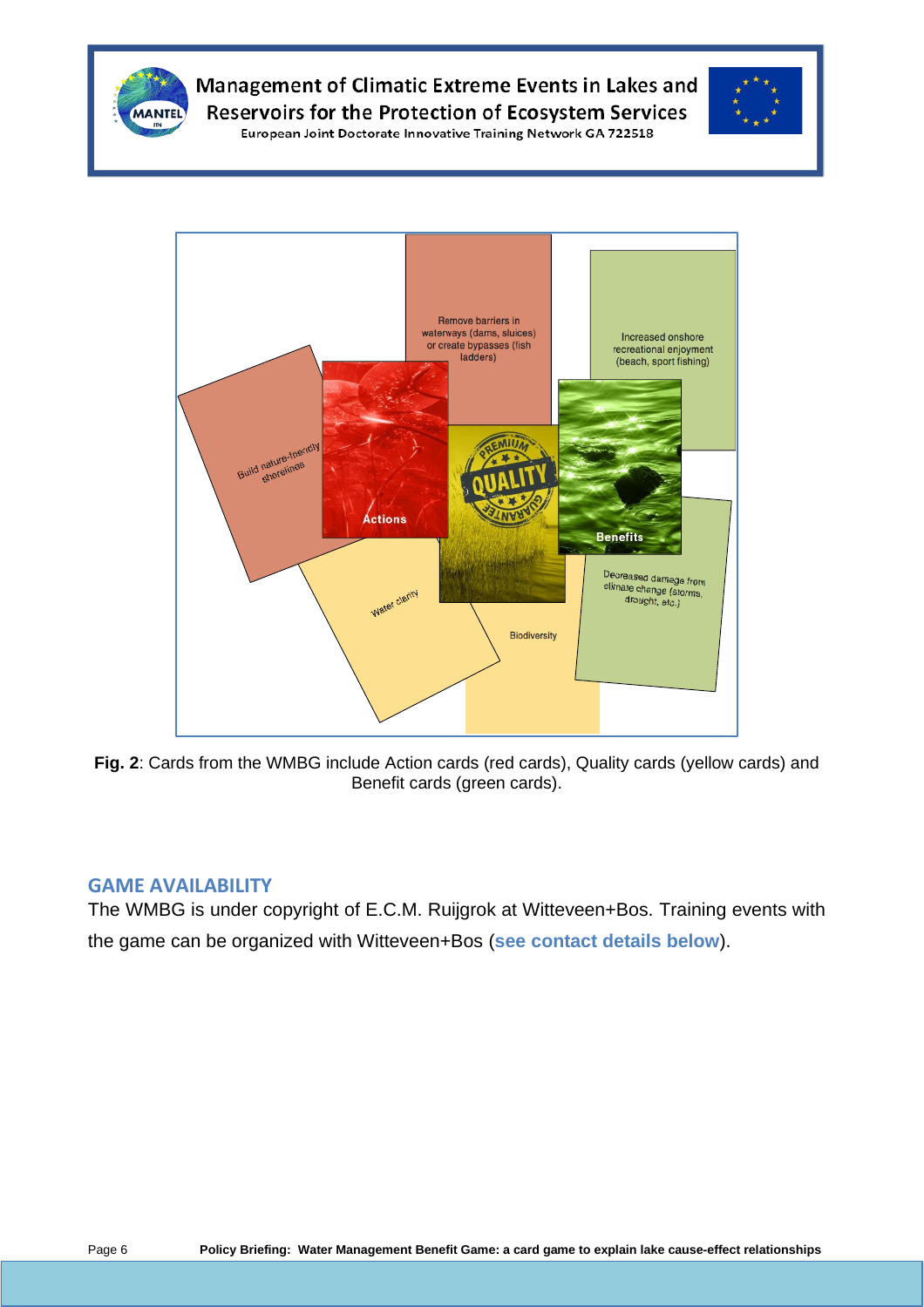**Fig. 2**: Cards from the WMBG include Action cards (red cards), Quality cards (yellow cards) and Benefit cards (green cards).

## GAME AVAILABILITY

The WMBG is under copyright of E.C.M. Ruijgrok at Witteveen+Bos. Training events with the game can be organized with Witteveen+Bos (**see contact details below**).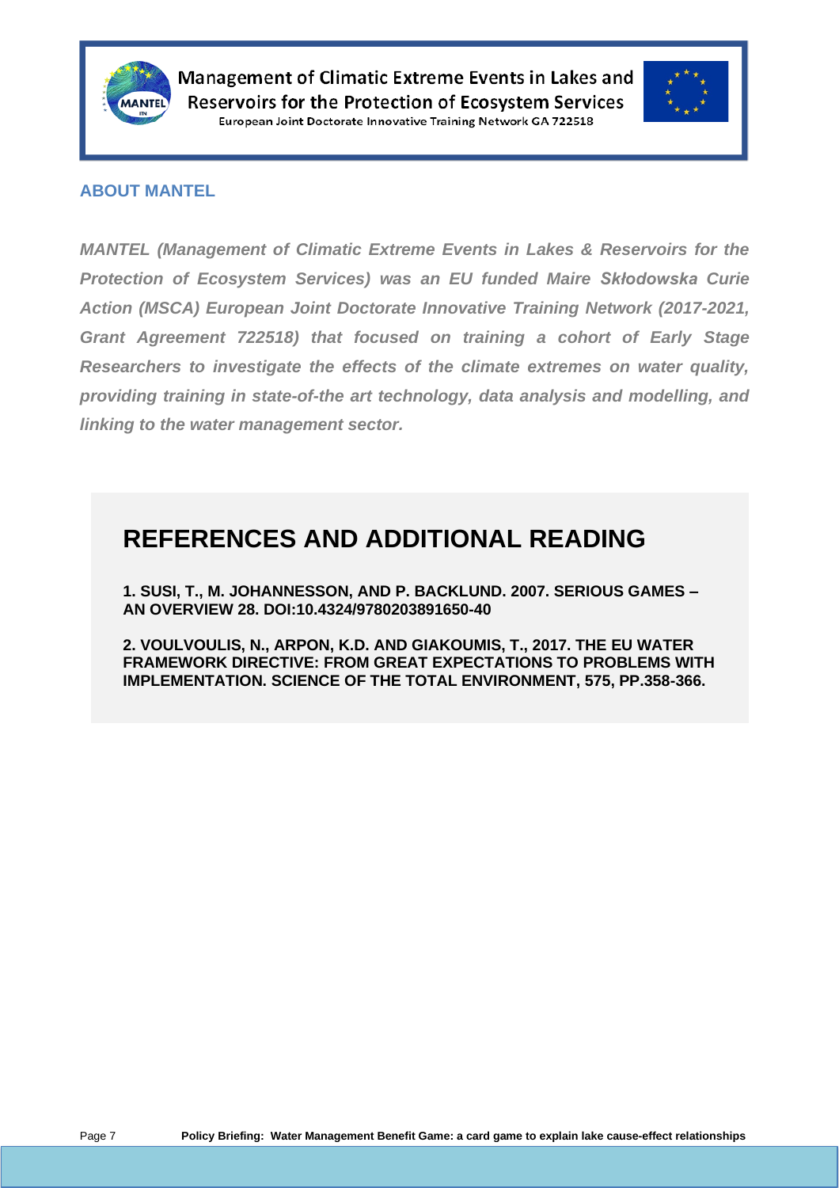## ABOUT MANTEL

***MANTEL (Management of Climatic Extreme Events in Lakes & Reservoirs for the Protection of Ecosystem Services) was an EU funded Maire Skłodowska Curie Action (MSCA) European Joint Doctorate Innovative Training Network (2017-2021, Grant Agreement 722518) that focused on training a cohort of Early Stage Researchers to investigate the effects of the climate extremes on water quality, providing training in state-of-the art technology, data analysis and modelling, and linking to the water management sector.***

# REFERENCES AND ADDITIONAL READING

**1. SUSI, T., M. JOHANNESSON, AND P. BACKLUND. 2007. SERIOUS GAMES – AN OVERVIEW 28. DOI:10.4324/9780203891650-40**

**2. VOULVOULIS, N., ARPON, K.D. AND GIAKOUMIS, T., 2017. THE EU WATER FRAMEWORK DIRECTIVE: FROM GREAT EXPECTATIONS TO PROBLEMS WITH IMPLEMENTATION. SCIENCE OF THE TOTAL ENVIRONMENT, 575, PP.358-366.**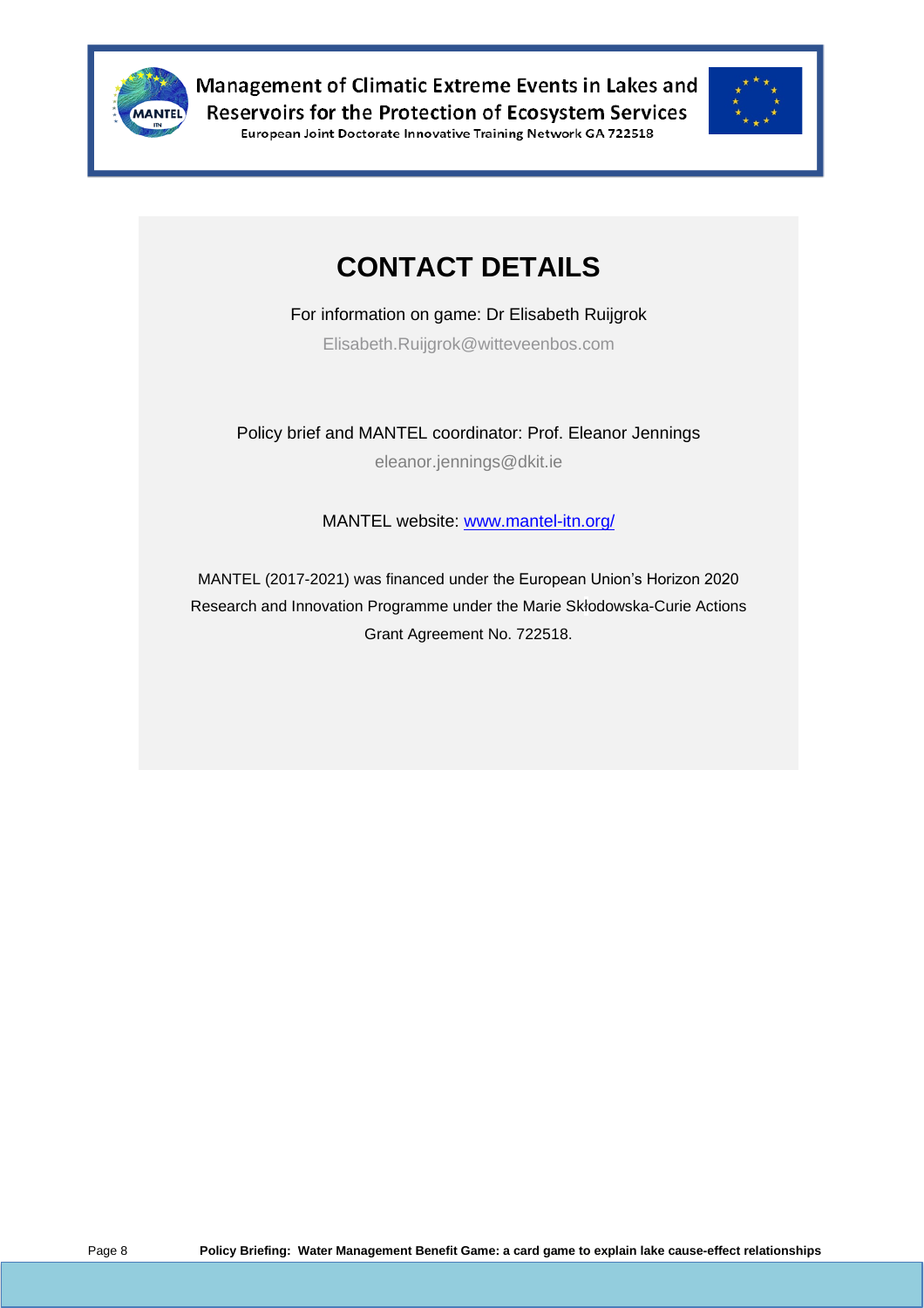# CONTACT DETAILS

For information on game: Dr Elisabeth Ruijgrok

Elisabeth.Ruijgrok@witteveenbos.com

Policy brief and MANTEL coordinator: Prof. Eleanor Jennings

eleanor.jennings@dkit.ie

MANTEL website: [www.mantel-itn.org/](http://www.mantel-itn.org/)

MANTEL (2017-2021) was financed under the European Union's Horizon 2020 Research and Innovation Programme under the Marie Skłodowska-Curie Actions Grant Agreement No. 722518.